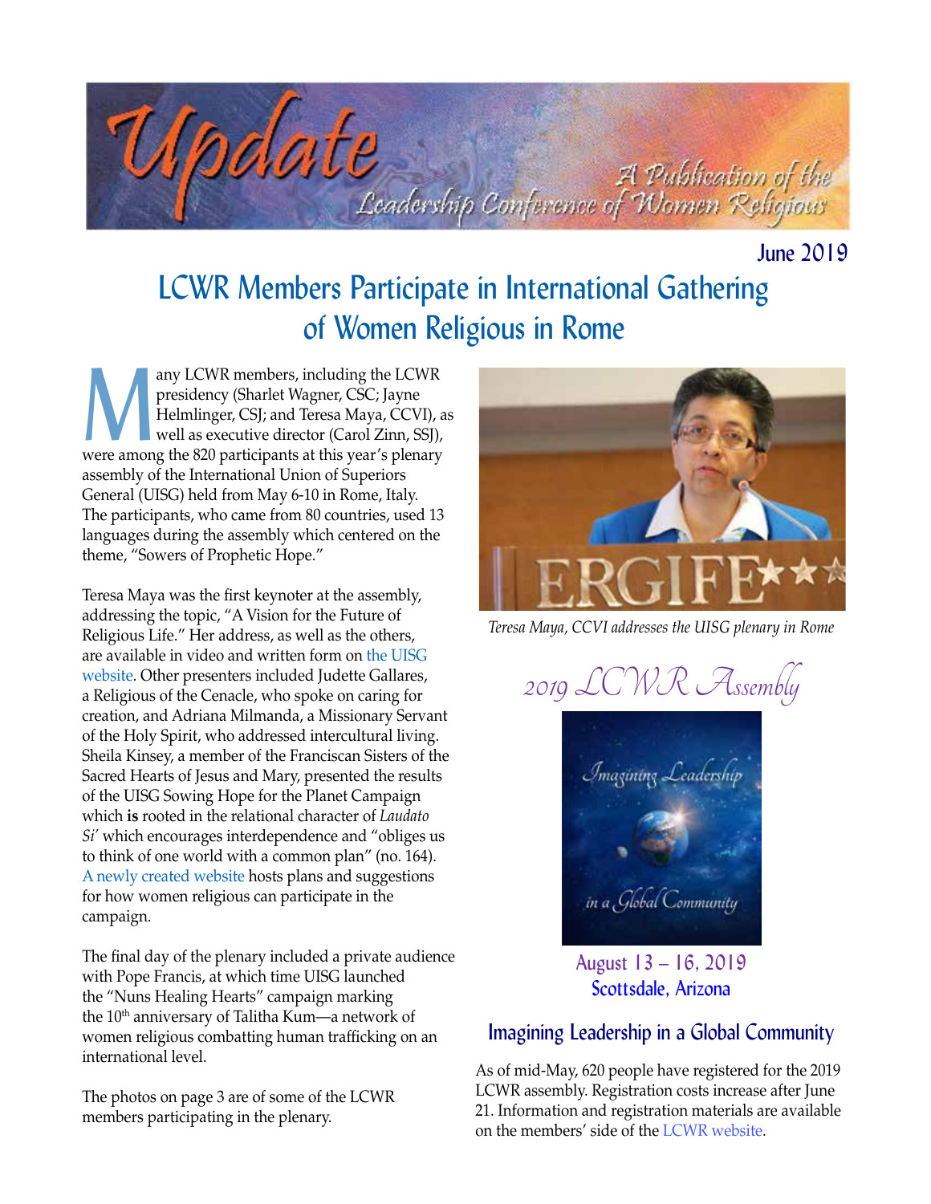# Update

A Publication of the Leadership Conference of Women Religious

June 2019

## LCWR Members Participate in International Gathering of Women Religious in Rome

Many LCWR members, including the LCWR presidency (Sharlet Wagner, CSC; Jayne Helmlinger, CSJ; and Teresa Maya, CCVI), as well as executive director (Carol Zinn, SSJ), were among the 820 participants at this year's plenary assembly of the International Union of Superiors General (UISG) held from May 6-10 in Rome, Italy. The participants, who came from 80 countries, used 13 languages during the assembly which centered on the theme, "Sowers of Prophetic Hope."

Teresa Maya was the first keynoter at the assembly, addressing the topic, "A Vision for the Future of Religious Life." Her address, as well as the others, are available in video and written form on the UISG website. Other presenters included Judette Gallares, a Religious of the Cenacle, who spoke on caring for creation, and Adriana Milmanda, a Missionary Servant of the Holy Spirit, who addressed intercultural living. Sheila Kinsey, a member of the Franciscan Sisters of the Sacred Hearts of Jesus and Mary, presented the results of the UISG Sowing Hope for the Planet Campaign which **is** rooted in the relational character of *Laudato Si'* which encourages interdependence and "obliges us to think of one world with a common plan" (no. 164). A newly created website hosts plans and suggestions for how women religious can participate in the campaign.

The final day of the plenary included a private audience with Pope Francis, at which time UISG launched the "Nuns Healing Hearts" campaign marking the 10th anniversary of Talitha Kum—a network of women religious combatting human trafficking on an international level.

The photos on page 3 are of some of the LCWR members participating in the plenary.

*Teresa Maya, CCVI addresses the UISG plenary in Rome*

## 2019 LCWR Assembly

Imagining Leadership in a Global Community

August 13 – 16, 2019
Scottsdale, Arizona

### Imagining Leadership in a Global Community

As of mid-May, 620 people have registered for the 2019 LCWR assembly. Registration costs increase after June 21. Information and registration materials are available on the members' side of the LCWR website.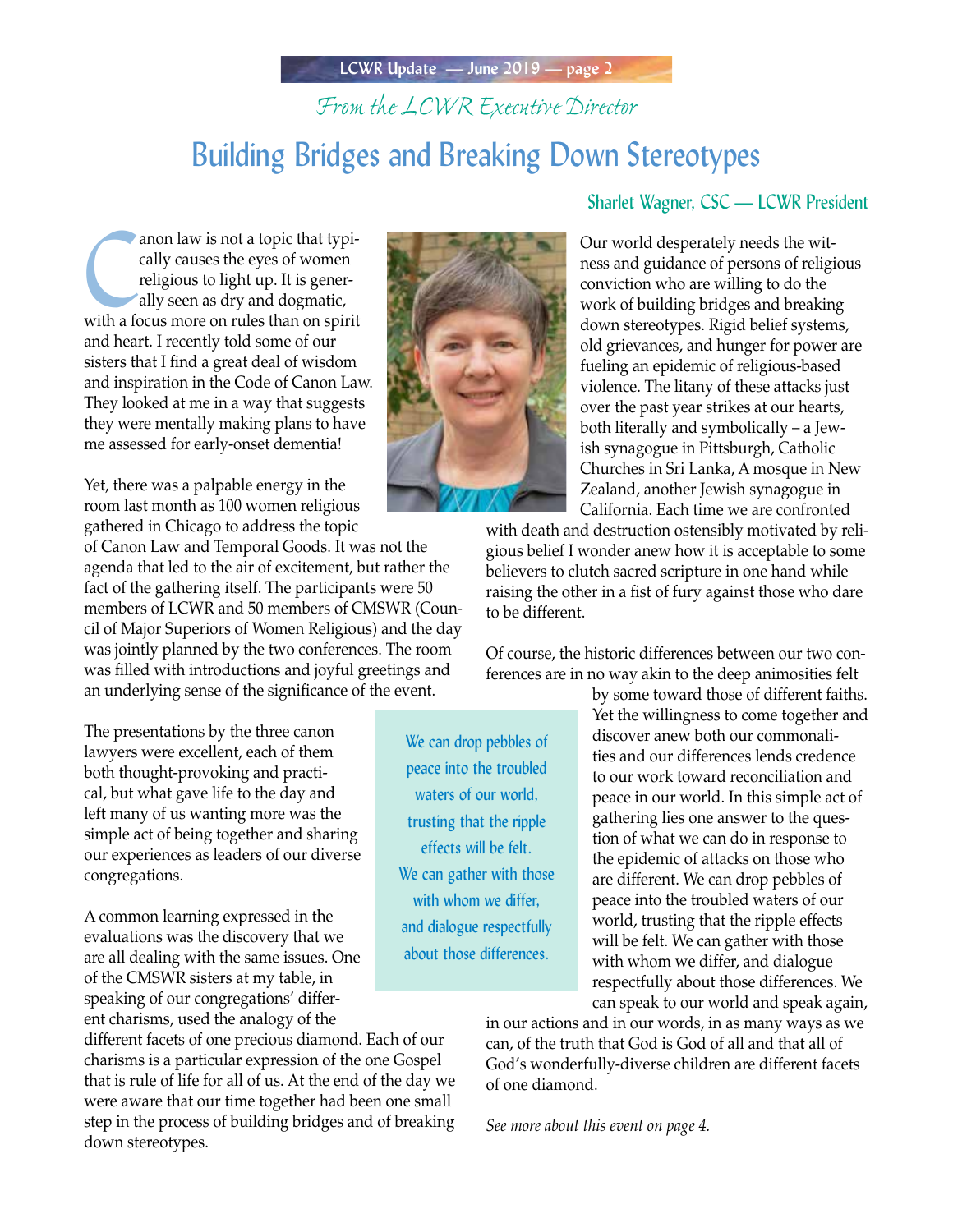*From the LCWR Executive Director*

# Building Bridges and Breaking Down Stereotypes

Sharlet Wagner, CSC — LCWR President

Canon law is not a topic that typically causes the eyes of women religious to light up. It is generally seen as dry and dogmatic, with a focus more on rules than on spirit and heart. I recently told some of our sisters that I find a great deal of wisdom and inspiration in the Code of Canon Law. They looked at me in a way that suggests they were mentally making plans to have me assessed for early-onset dementia!

Yet, there was a palpable energy in the room last month as 100 women religious gathered in Chicago to address the topic of Canon Law and Temporal Goods. It was not the agenda that led to the air of excitement, but rather the fact of the gathering itself. The participants were 50 members of LCWR and 50 members of CMSWR (Council of Major Superiors of Women Religious) and the day was jointly planned by the two conferences. The room was filled with introductions and joyful greetings and an underlying sense of the significance of the event.

The presentations by the three canon lawyers were excellent, each of them both thought-provoking and practical, but what gave life to the day and left many of us wanting more was the simple act of being together and sharing our experiences as leaders of our diverse congregations.

A common learning expressed in the evaluations was the discovery that we are all dealing with the same issues. One of the CMSWR sisters at my table, in speaking of our congregations' different charisms, used the analogy of the different facets of one precious diamond. Each of our charisms is a particular expression of the one Gospel that is rule of life for all of us. At the end of the day we were aware that our time together had been one small step in the process of building bridges and of breaking down stereotypes.

Our world desperately needs the witness and guidance of persons of religious conviction who are willing to do the work of building bridges and breaking down stereotypes. Rigid belief systems, old grievances, and hunger for power are fueling an epidemic of religious-based violence. The litany of these attacks just over the past year strikes at our hearts, both literally and symbolically – a Jewish synagogue in Pittsburgh, Catholic Churches in Sri Lanka, A mosque in New Zealand, another Jewish synagogue in California. Each time we are confronted with death and destruction ostensibly motivated by religious belief I wonder anew how it is acceptable to some believers to clutch sacred scripture in one hand while raising the other in a fist of fury against those who dare to be different.

Of course, the historic differences between our two conferences are in no way akin to the deep animosities felt by some toward those of different faiths. Yet the willingness to come together and discover anew both our commonalities and our differences lends credence to our work toward reconciliation and peace in our world. In this simple act of gathering lies one answer to the question of what we can do in response to the epidemic of attacks on those who are different. We can drop pebbles of peace into the troubled waters of our world, trusting that the ripple effects will be felt. We can gather with those with whom we differ, and dialogue respectfully about those differences. We can speak to our world and speak again, in our actions and in our words, in as many ways as we can, of the truth that God is God of all and that all of God's wonderfully-diverse children are different facets of one diamond.

> We can drop pebbles of peace into the troubled waters of our world, trusting that the ripple effects will be felt. We can gather with those with whom we differ, and dialogue respectfully about those differences.

*See more about this event on page 4.*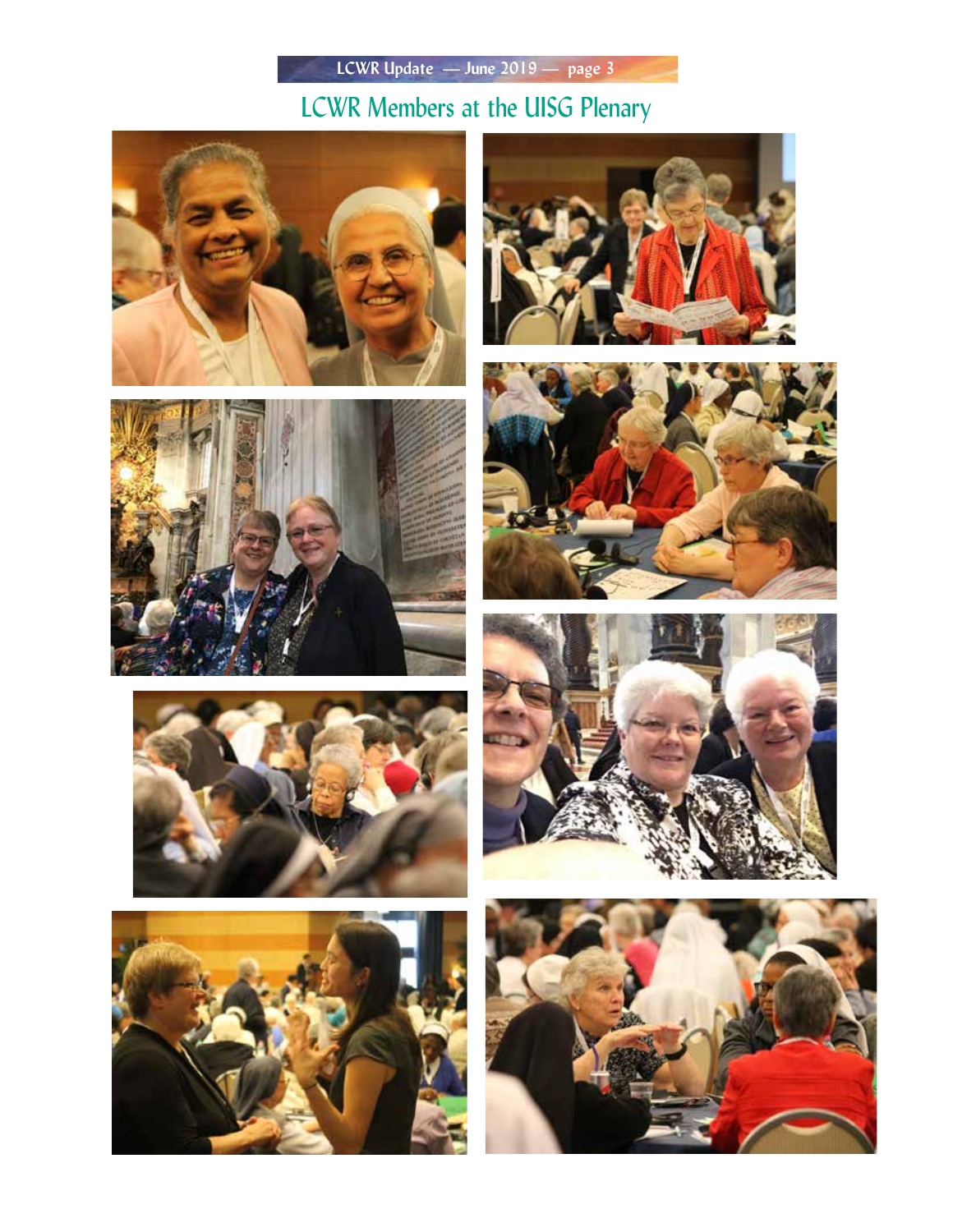# LCWR Members at the UISG Plenary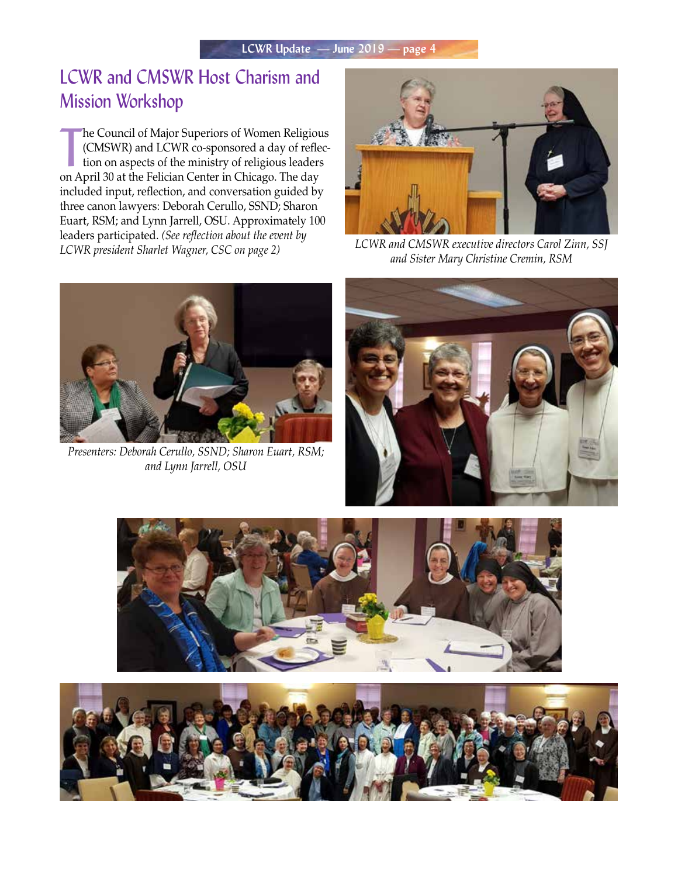# LCWR and CMSWR Host Charism and Mission Workshop

The Council of Major Superiors of Women Religious (CMSWR) and LCWR co-sponsored a day of reflection on aspects of the ministry of religious leaders on April 30 at the Felician Center in Chicago. The day included input, reflection, and conversation guided by three canon lawyers: Deborah Cerullo, SSND; Sharon Euart, RSM; and Lynn Jarrell, OSU. Approximately 100 leaders participated. *(See reflection about the event by LCWR president Sharlet Wagner, CSC on page 2)*

*LCWR and CMSWR executive directors Carol Zinn, SSJ and Sister Mary Christine Cremin, RSM*

*Presenters: Deborah Cerullo, SSND; Sharon Euart, RSM; and Lynn Jarrell, OSU*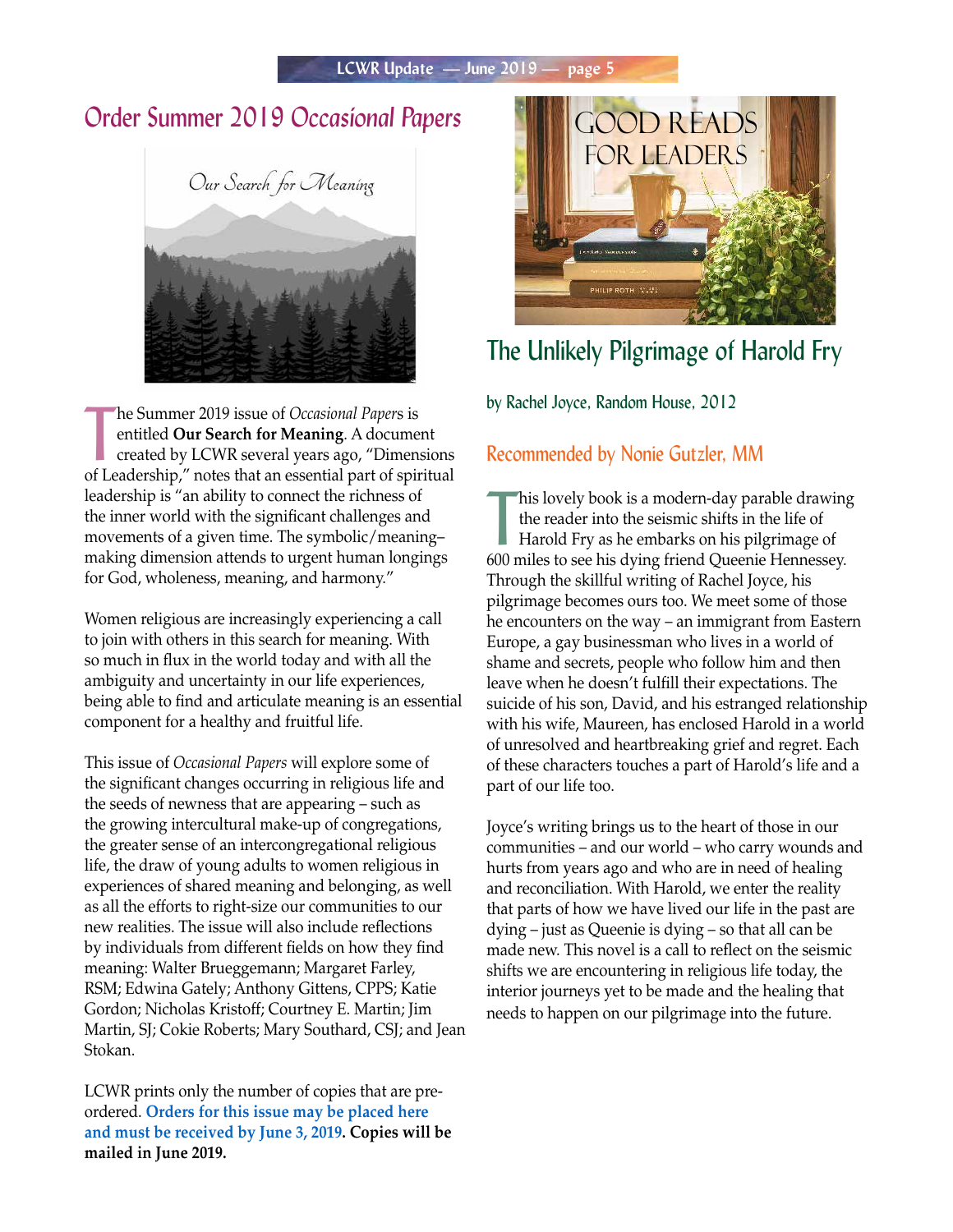## Order Summer 2019 *Occasional Papers*

The Summer 2019 issue of *Occasional Papers* is entitled **Our Search for Meaning**. A document created by LCWR several years ago, "Dimensions of Leadership," notes that an essential part of spiritual leadership is "an ability to connect the richness of the inner world with the significant challenges and movements of a given time. The symbolic/meaning–making dimension attends to urgent human longings for God, wholeness, meaning, and harmony."

Women religious are increasingly experiencing a call to join with others in this search for meaning. With so much in flux in the world today and with all the ambiguity and uncertainty in our life experiences, being able to find and articulate meaning is an essential component for a healthy and fruitful life.

This issue of *Occasional Papers* will explore some of the significant changes occurring in religious life and the seeds of newness that are appearing – such as the growing intercultural make-up of congregations, the greater sense of an intercongregational religious life, the draw of young adults to women religious in experiences of shared meaning and belonging, as well as all the efforts to right-size our communities to our new realities. The issue will also include reflections by individuals from different fields on how they find meaning: Walter Brueggemann; Margaret Farley, RSM; Edwina Gately; Anthony Gittens, CPPS; Katie Gordon; Nicholas Kristoff; Courtney E. Martin; Jim Martin, SJ; Cokie Roberts; Mary Southard, CSJ; and Jean Stokan.

LCWR prints only the number of copies that are pre-ordered. **Orders for this issue may be placed here and must be received by June 3, 2019. Copies will be mailed in June 2019.**

## Good Reads for Leaders

## The Unlikely Pilgrimage of Harold Fry

by Rachel Joyce, Random House, 2012

### Recommended by Nonie Gutzler, MM

This lovely book is a modern-day parable drawing the reader into the seismic shifts in the life of Harold Fry as he embarks on his pilgrimage of 600 miles to see his dying friend Queenie Hennessey. Through the skillful writing of Rachel Joyce, his pilgrimage becomes ours too. We meet some of those he encounters on the way – an immigrant from Eastern Europe, a gay businessman who lives in a world of shame and secrets, people who follow him and then leave when he doesn't fulfill their expectations. The suicide of his son, David, and his estranged relationship with his wife, Maureen, has enclosed Harold in a world of unresolved and heartbreaking grief and regret. Each of these characters touches a part of Harold's life and a part of our life too.

Joyce's writing brings us to the heart of those in our communities – and our world – who carry wounds and hurts from years ago and who are in need of healing and reconciliation. With Harold, we enter the reality that parts of how we have lived our life in the past are dying – just as Queenie is dying – so that all can be made new. This novel is a call to reflect on the seismic shifts we are encountering in religious life today, the interior journeys yet to be made and the healing that needs to happen on our pilgrimage into the future.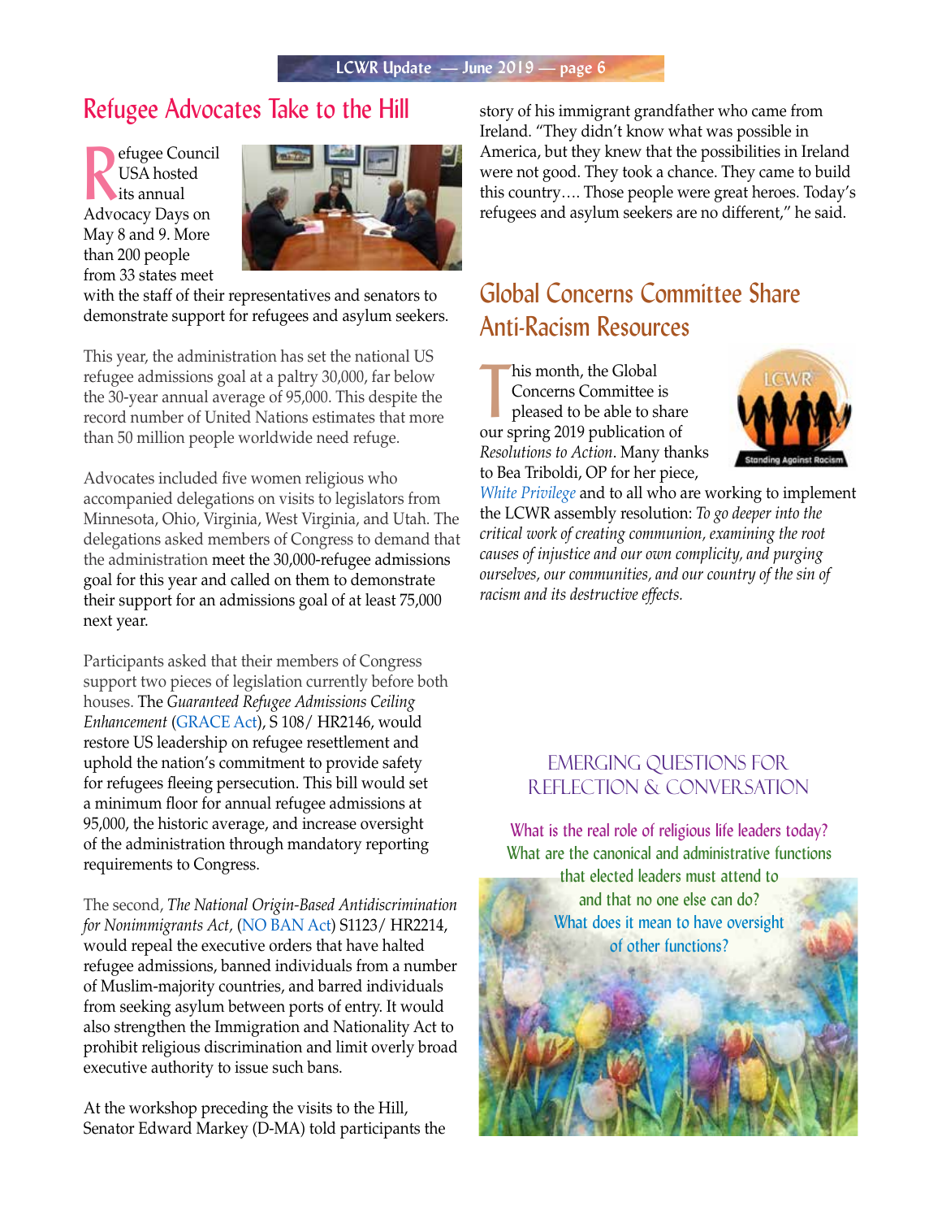## Refugee Advocates Take to the Hill

Refugee Council USA hosted its annual Advocacy Days on May 8 and 9. More than 200 people from 33 states meet with the staff of their representatives and senators to demonstrate support for refugees and asylum seekers.

This year, the administration has set the national US refugee admissions goal at a paltry 30,000, far below the 30-year annual average of 95,000. This despite the record number of United Nations estimates that more than 50 million people worldwide need refuge.

Advocates included five women religious who accompanied delegations on visits to legislators from Minnesota, Ohio, Virginia, West Virginia, and Utah. The delegations asked members of Congress to demand that the administration meet the 30,000-refugee admissions goal for this year and called on them to demonstrate their support for an admissions goal of at least 75,000 next year.

Participants asked that their members of Congress support two pieces of legislation currently before both houses. The *Guaranteed Refugee Admissions Ceiling Enhancement* (GRACE Act), S 108/ HR2146, would restore US leadership on refugee resettlement and uphold the nation's commitment to provide safety for refugees fleeing persecution. This bill would set a minimum floor for annual refugee admissions at 95,000, the historic average, and increase oversight of the administration through mandatory reporting requirements to Congress.

The second, *The National Origin-Based Antidiscrimination for Nonimmigrants Act*, (NO BAN Act) S1123/ HR2214, would repeal the executive orders that have halted refugee admissions, banned individuals from a number of Muslim-majority countries, and barred individuals from seeking asylum between ports of entry. It would also strengthen the Immigration and Nationality Act to prohibit religious discrimination and limit overly broad executive authority to issue such bans.

At the workshop preceding the visits to the Hill, Senator Edward Markey (D-MA) told participants the story of his immigrant grandfather who came from Ireland. "They didn't know what was possible in America, but they knew that the possibilities in Ireland were not good. They took a chance. They came to build this country…. Those people were great heroes. Today's refugees and asylum seekers are no different," he said.

## Global Concerns Committee Share Anti-Racism Resources

This month, the Global Concerns Committee is pleased to be able to share our spring 2019 publication of *Resolutions to Action*. Many thanks to Bea Triboldi, OP for her piece, *White Privilege* and to all who are working to implement the LCWR assembly resolution: *To go deeper into the critical work of creating communion, examining the root causes of injustice and our own complicity, and purging ourselves, our communities, and our country of the sin of racism and its destructive effects.*

### Emerging Questions for Reflection & Conversation

What is the real role of religious life leaders today?
What are the canonical and administrative functions that elected leaders must attend to and that no one else can do?
What does it mean to have oversight of other functions?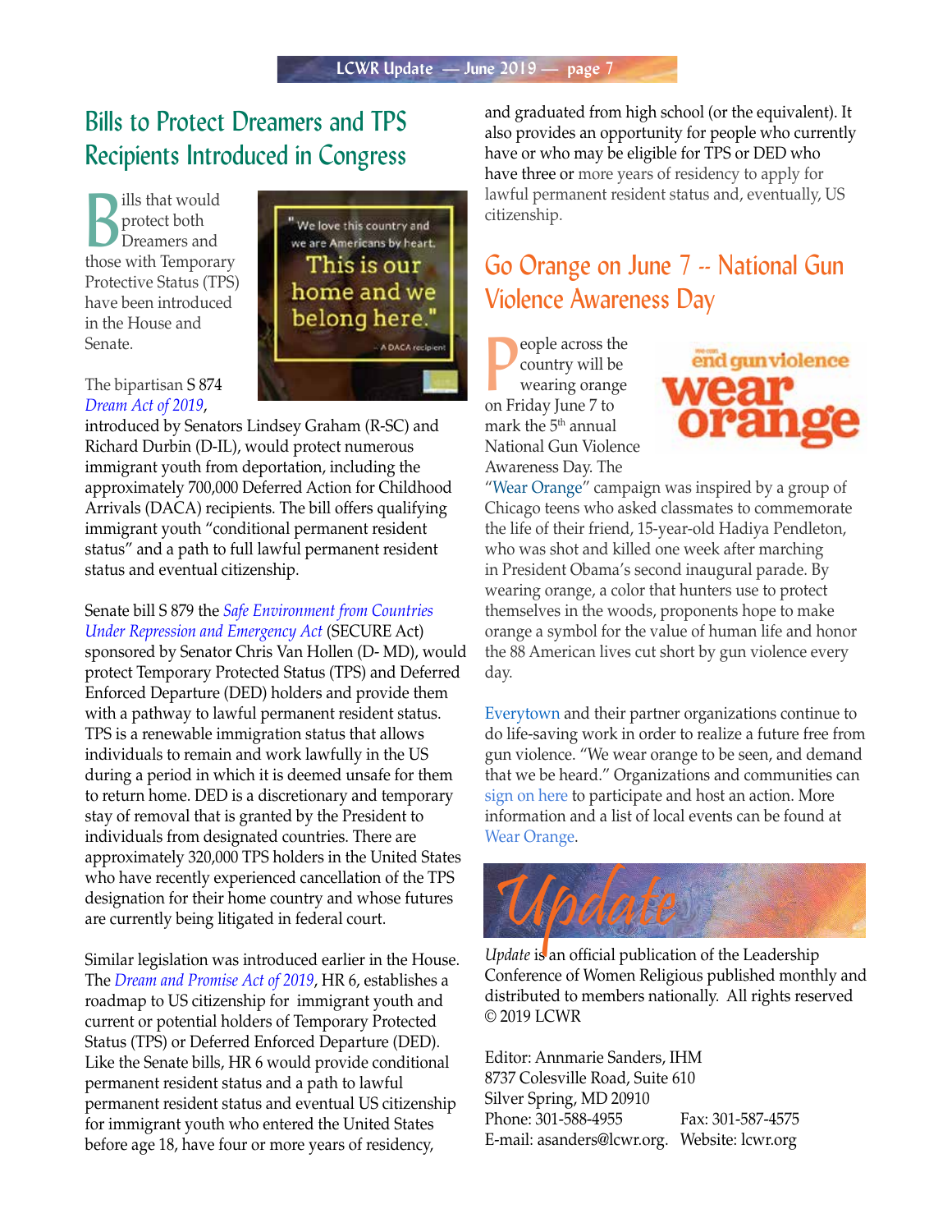## Bills to Protect Dreamers and TPS Recipients Introduced in Congress

Bills that would protect both Dreamers and those with Temporary Protective Status (TPS) have been introduced in the House and Senate.

The bipartisan S 874 *Dream Act of 2019*, introduced by Senators Lindsey Graham (R-SC) and Richard Durbin (D-IL), would protect numerous immigrant youth from deportation, including the approximately 700,000 Deferred Action for Childhood Arrivals (DACA) recipients. The bill offers qualifying immigrant youth "conditional permanent resident status" and a path to full lawful permanent resident status and eventual citizenship.

Senate bill S 879 the *Safe Environment from Countries Under Repression and Emergency Act* (SECURE Act) sponsored by Senator Chris Van Hollen (D- MD), would protect Temporary Protected Status (TPS) and Deferred Enforced Departure (DED) holders and provide them with a pathway to lawful permanent resident status. TPS is a renewable immigration status that allows individuals to remain and work lawfully in the US during a period in which it is deemed unsafe for them to return home. DED is a discretionary and temporary stay of removal that is granted by the President to individuals from designated countries. There are approximately 320,000 TPS holders in the United States who have recently experienced cancellation of the TPS designation for their home country and whose futures are currently being litigated in federal court.

Similar legislation was introduced earlier in the House. The *Dream and Promise Act of 2019*, HR 6, establishes a roadmap to US citizenship for immigrant youth and current or potential holders of Temporary Protected Status (TPS) or Deferred Enforced Departure (DED). Like the Senate bills, HR 6 would provide conditional permanent resident status and a path to lawful permanent resident status and eventual US citizenship for immigrant youth who entered the United States before age 18, have four or more years of residency, and graduated from high school (or the equivalent). It also provides an opportunity for people who currently have or who may be eligible for TPS or DED who have three or more years of residency to apply for lawful permanent resident status and, eventually, US citizenship.

## Go Orange on June 7 -- National Gun Violence Awareness Day

People across the country will be wearing orange on Friday June 7 to mark the 5th annual National Gun Violence Awareness Day. The "Wear Orange" campaign was inspired by a group of Chicago teens who asked classmates to commemorate the life of their friend, 15-year-old Hadiya Pendleton, who was shot and killed one week after marching in President Obama's second inaugural parade. By wearing orange, a color that hunters use to protect themselves in the woods, proponents hope to make orange a symbol for the value of human life and honor the 88 American lives cut short by gun violence every day.

Everytown and their partner organizations continue to do life-saving work in order to realize a future free from gun violence. "We wear orange to be seen, and demand that we be heard." Organizations and communities can sign on here to participate and host an action. More information and a list of local events can be found at Wear Orange.

*Update* is an official publication of the Leadership Conference of Women Religious published monthly and distributed to members nationally. All rights reserved © 2019 LCWR

Editor: Annmarie Sanders, IHM
8737 Colesville Road, Suite 610
Silver Spring, MD 20910
Phone: 301-588-4955 Fax: 301-587-4575
E-mail: asanders@lcwr.org. Website: lcwr.org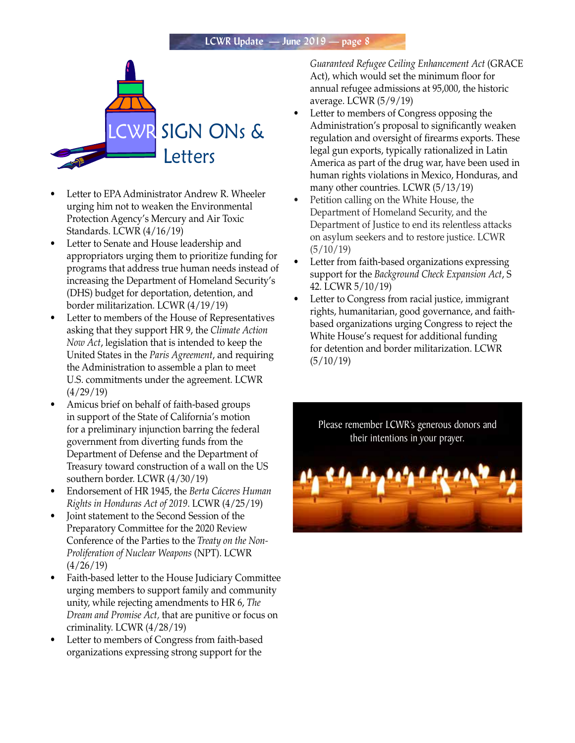# LCWR SIGN ONs & Letters

- Letter to EPA Administrator Andrew R. Wheeler urging him not to weaken the Environmental Protection Agency's Mercury and Air Toxic Standards. LCWR (4/16/19)
- Letter to Senate and House leadership and appropriators urging them to prioritize funding for programs that address true human needs instead of increasing the Department of Homeland Security's (DHS) budget for deportation, detention, and border militarization. LCWR (4/19/19)
- Letter to members of the House of Representatives asking that they support HR 9, the *Climate Action Now Act*, legislation that is intended to keep the United States in the *Paris Agreement*, and requiring the Administration to assemble a plan to meet U.S. commitments under the agreement. LCWR (4/29/19)
- Amicus brief on behalf of faith-based groups in support of the State of California's motion for a preliminary injunction barring the federal government from diverting funds from the Department of Defense and the Department of Treasury toward construction of a wall on the US southern border. LCWR (4/30/19)
- Endorsement of HR 1945, the *Berta Cáceres Human Rights in Honduras Act of 2019*. LCWR (4/25/19)
- Joint statement to the Second Session of the Preparatory Committee for the 2020 Review Conference of the Parties to the *Treaty on the Non-Proliferation of Nuclear Weapons* (NPT). LCWR (4/26/19)
- Faith-based letter to the House Judiciary Committee urging members to support family and community unity, while rejecting amendments to HR 6, *The Dream and Promise Act*, that are punitive or focus on criminality. LCWR (4/28/19)
- Letter to members of Congress from faith-based organizations expressing strong support for the *Guaranteed Refugee Ceiling Enhancement Act* (GRACE Act), which would set the minimum floor for annual refugee admissions at 95,000, the historic average. LCWR (5/9/19)
- Letter to members of Congress opposing the Administration's proposal to significantly weaken regulation and oversight of firearms exports. These legal gun exports, typically rationalized in Latin America as part of the drug war, have been used in human rights violations in Mexico, Honduras, and many other countries. LCWR (5/13/19)
- Petition calling on the White House, the Department of Homeland Security, and the Department of Justice to end its relentless attacks on asylum seekers and to restore justice. LCWR (5/10/19)
- Letter from faith-based organizations expressing support for the *Background Check Expansion Act*, S 42. LCWR 5/10/19)
- Letter to Congress from racial justice, immigrant rights, humanitarian, good governance, and faith-based organizations urging Congress to reject the White House's request for additional funding for detention and border militarization. LCWR (5/10/19)

Please remember LCWR's generous donors and their intentions in your prayer.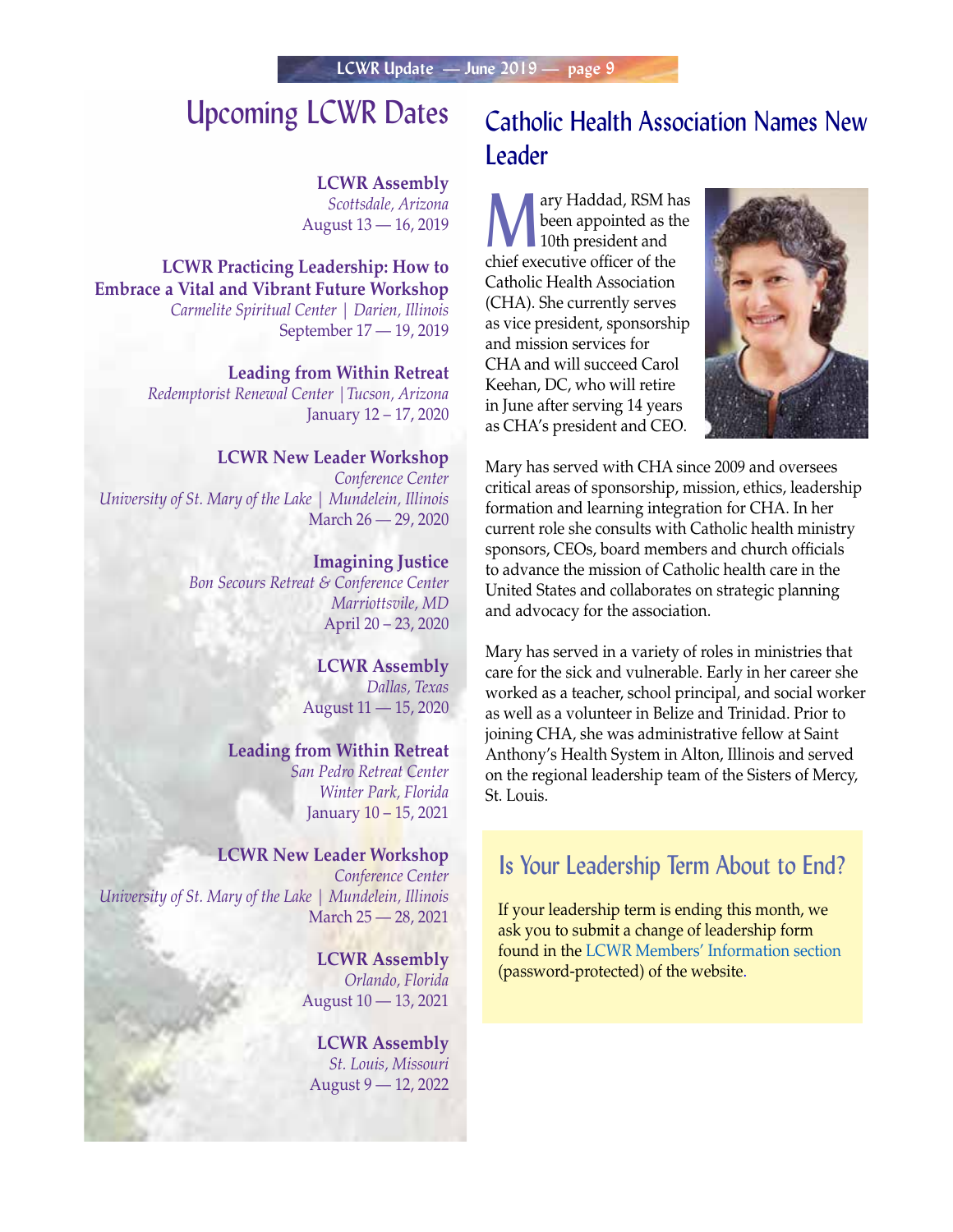## Upcoming LCWR Dates

**LCWR Assembly**
*Scottsdale, Arizona*
August 13 — 16, 2019

**LCWR Practicing Leadership: How to Embrace a Vital and Vibrant Future Workshop**
*Carmelite Spiritual Center | Darien, Illinois*
September 17 — 19, 2019

**Leading from Within Retreat**
*Redemptorist Renewal Center | Tucson, Arizona*
January 12 – 17, 2020

**LCWR New Leader Workshop**
*Conference Center*
*University of St. Mary of the Lake | Mundelein, Illinois*
March 26 — 29, 2020

**Imagining Justice**
*Bon Secours Retreat & Conference Center*
*Marriottsvile, MD*
April 20 – 23, 2020

**LCWR Assembly**
*Dallas, Texas*
August 11 — 15, 2020

**Leading from Within Retreat**
*San Pedro Retreat Center*
*Winter Park, Florida*
January 10 – 15, 2021

**LCWR New Leader Workshop**
*Conference Center*
*University of St. Mary of the Lake | Mundelein, Illinois*
March 25 — 28, 2021

**LCWR Assembly**
*Orlando, Florida*
August 10 — 13, 2021

**LCWR Assembly**
*St. Louis, Missouri*
August 9 — 12, 2022

## Catholic Health Association Names New Leader

Mary Haddad, RSM has been appointed as the 10th president and chief executive officer of the Catholic Health Association (CHA). She currently serves as vice president, sponsorship and mission services for CHA and will succeed Carol Keehan, DC, who will retire in June after serving 14 years as CHA's president and CEO.

Mary has served with CHA since 2009 and oversees critical areas of sponsorship, mission, ethics, leadership formation and learning integration for CHA. In her current role she consults with Catholic health ministry sponsors, CEOs, board members and church officials to advance the mission of Catholic health care in the United States and collaborates on strategic planning and advocacy for the association.

Mary has served in a variety of roles in ministries that care for the sick and vulnerable. Early in her career she worked as a teacher, school principal, and social worker as well as a volunteer in Belize and Trinidad. Prior to joining CHA, she was administrative fellow at Saint Anthony's Health System in Alton, Illinois and served on the regional leadership team of the Sisters of Mercy, St. Louis.

### Is Your Leadership Term About to End?

If your leadership term is ending this month, we ask you to submit a change of leadership form found in the LCWR Members' Information section (password-protected) of the website.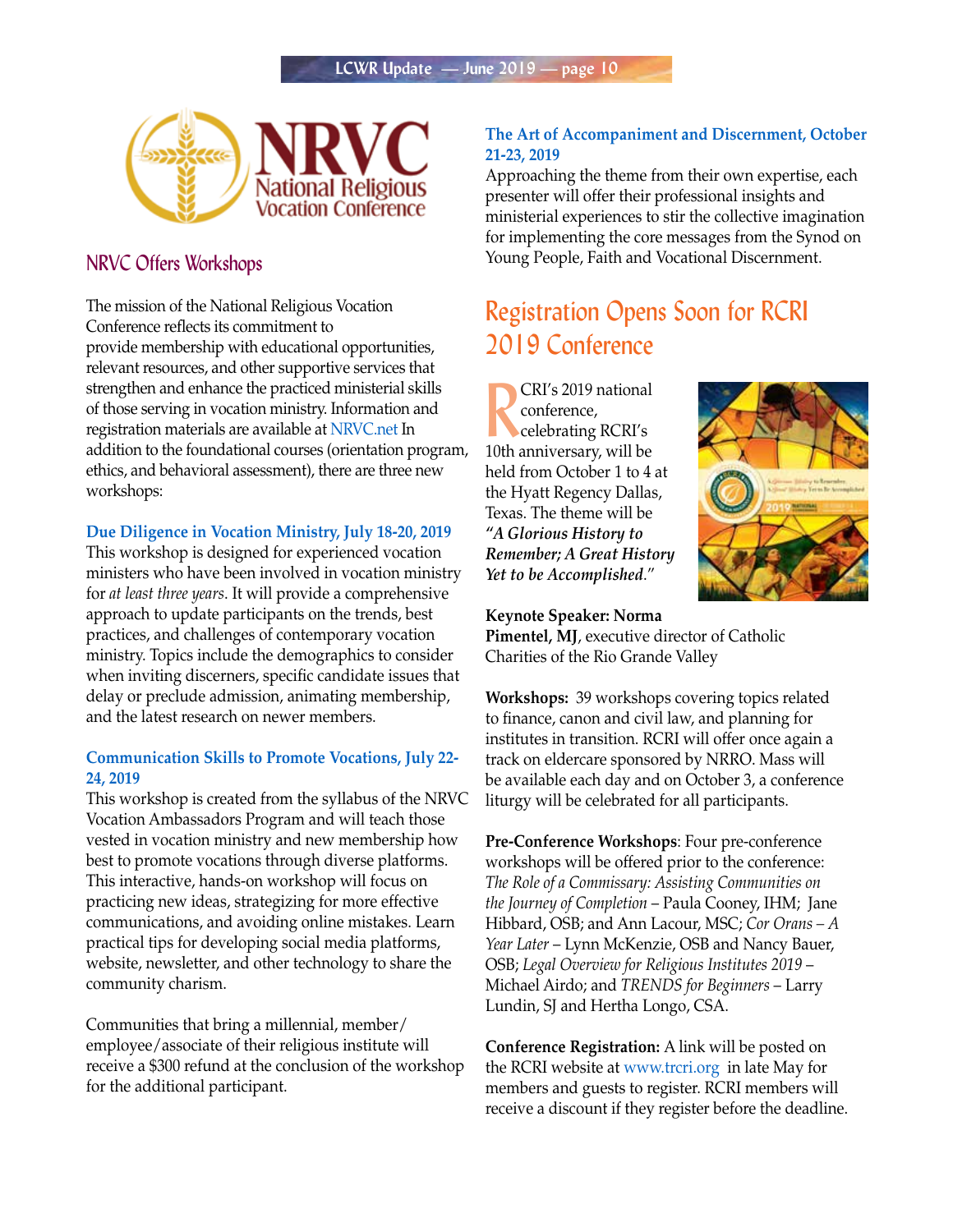## NRVC Offers Workshops

The mission of the National Religious Vocation Conference reflects its commitment to provide membership with educational opportunities, relevant resources, and other supportive services that strengthen and enhance the practiced ministerial skills of those serving in vocation ministry. Information and registration materials are available at NRVC.net In addition to the foundational courses (orientation program, ethics, and behavioral assessment), there are three new workshops:

**Due Diligence in Vocation Ministry, July 18-20, 2019**
This workshop is designed for experienced vocation ministers who have been involved in vocation ministry for *at least three years*. It will provide a comprehensive approach to update participants on the trends, best practices, and challenges of contemporary vocation ministry. Topics include the demographics to consider when inviting discerners, specific candidate issues that delay or preclude admission, animating membership, and the latest research on newer members.

**Communication Skills to Promote Vocations, July 22-24, 2019**
This workshop is created from the syllabus of the NRVC Vocation Ambassadors Program and will teach those vested in vocation ministry and new membership how best to promote vocations through diverse platforms. This interactive, hands-on workshop will focus on practicing new ideas, strategizing for more effective communications, and avoiding online mistakes. Learn practical tips for developing social media platforms, website, newsletter, and other technology to share the community charism.

Communities that bring a millennial, member/employee/associate of their religious institute will receive a $300 refund at the conclusion of the workshop for the additional participant.

**The Art of Accompaniment and Discernment, October 21-23, 2019**
Approaching the theme from their own expertise, each presenter will offer their professional insights and ministerial experiences to stir the collective imagination for implementing the core messages from the Synod on Young People, Faith and Vocational Discernment.

## Registration Opens Soon for RCRI 2019 Conference

RCRI's 2019 national conference, celebrating RCRI's 10th anniversary, will be held from October 1 to 4 at the Hyatt Regency Dallas, Texas. The theme will be ***"A Glorious History to Remember; A Great History Yet to be Accomplished."***

**Keynote Speaker: Norma Pimentel, MJ**, executive director of Catholic Charities of the Rio Grande Valley

**Workshops:** 39 workshops covering topics related to finance, canon and civil law, and planning for institutes in transition. RCRI will offer once again a track on eldercare sponsored by NRRO. Mass will be available each day and on October 3, a conference liturgy will be celebrated for all participants.

**Pre-Conference Workshops**: Four pre-conference workshops will be offered prior to the conference: *The Role of a Commissary: Assisting Communities on the Journey of Completion* – Paula Cooney, IHM; Jane Hibbard, OSB; and Ann Lacour, MSC; *Cor Orans – A Year Later* – Lynn McKenzie, OSB and Nancy Bauer, OSB; *Legal Overview for Religious Institutes 2019* – Michael Airdo; and *TRENDS for Beginners* – Larry Lundin, SJ and Hertha Longo, CSA.

**Conference Registration:** A link will be posted on the RCRI website at www.trcri.org in late May for members and guests to register. RCRI members will receive a discount if they register before the deadline.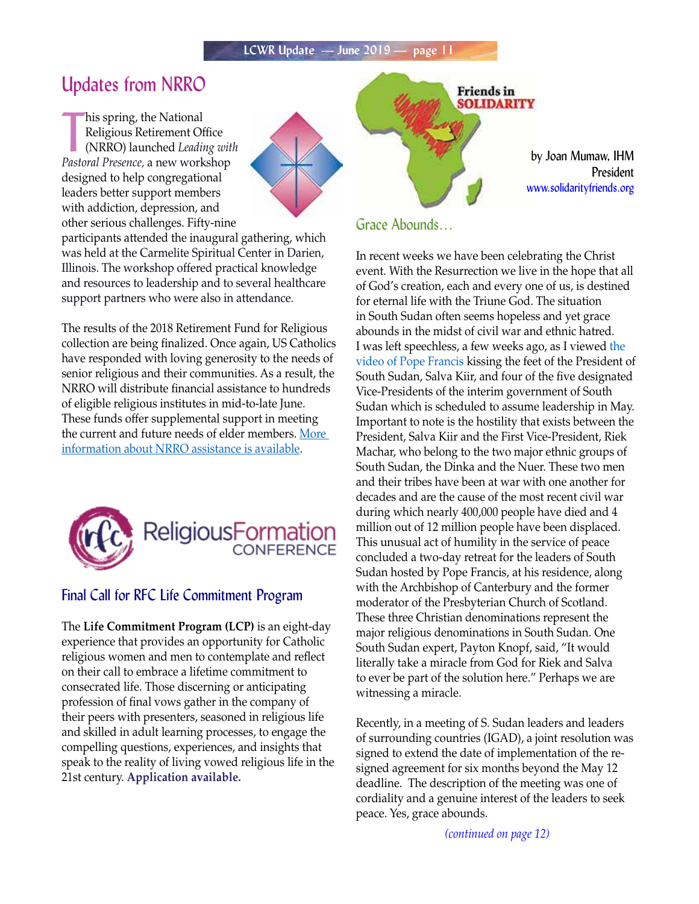## Updates from NRRO

This spring, the National Religious Retirement Office (NRRO) launched *Leading with Pastoral Presence,* a new workshop designed to help congregational leaders better support members with addiction, depression, and other serious challenges. Fifty-nine participants attended the inaugural gathering, which was held at the Carmelite Spiritual Center in Darien, Illinois. The workshop offered practical knowledge and resources to leadership and to several healthcare support partners who were also in attendance.

The results of the 2018 Retirement Fund for Religious collection are being finalized. Once again, US Catholics have responded with loving generosity to the needs of senior religious and their communities. As a result, the NRRO will distribute financial assistance to hundreds of eligible religious institutes in mid-to-late June. These funds offer supplemental support in meeting the current and future needs of elder members. More information about NRRO assistance is available.

ReligiousFormation CONFERENCE

### Final Call for RFC Life Commitment Program

The **Life Commitment Program (LCP)** is an eight-day experience that provides an opportunity for Catholic religious women and men to contemplate and reflect on their call to embrace a lifetime commitment to consecrated life. Those discerning or anticipating profession of final vows gather in the company of their peers with presenters, seasoned in religious life and skilled in adult learning processes, to engage the compelling questions, experiences, and insights that speak to the reality of living vowed religious life in the 21st century. **Application available.**

Friends in SOLIDARITY

by Joan Mumaw, IHM
President
www.solidarityfriends.org

### Grace Abounds…

In recent weeks we have been celebrating the Christ event. With the Resurrection we live in the hope that all of God's creation, each and every one of us, is destined for eternal life with the Triune God. The situation in South Sudan often seems hopeless and yet grace abounds in the midst of civil war and ethnic hatred. I was left speechless, a few weeks ago, as I viewed the video of Pope Francis kissing the feet of the President of South Sudan, Salva Kiir, and four of the five designated Vice-Presidents of the interim government of South Sudan which is scheduled to assume leadership in May. Important to note is the hostility that exists between the President, Salva Kiir and the First Vice-President, Riek Machar, who belong to the two major ethnic groups of South Sudan, the Dinka and the Nuer. These two men and their tribes have been at war with one another for decades and are the cause of the most recent civil war during which nearly 400,000 people have died and 4 million out of 12 million people have been displaced. This unusual act of humility in the service of peace concluded a two-day retreat for the leaders of South Sudan hosted by Pope Francis, at his residence, along with the Archbishop of Canterbury and the former moderator of the Presbyterian Church of Scotland. These three Christian denominations represent the major religious denominations in South Sudan. One South Sudan expert, Payton Knopf, said, "It would literally take a miracle from God for Riek and Salva to ever be part of the solution here." Perhaps we are witnessing a miracle.

Recently, in a meeting of S. Sudan leaders and leaders of surrounding countries (IGAD), a joint resolution was signed to extend the date of implementation of the re-signed agreement for six months beyond the May 12 deadline. The description of the meeting was one of cordiality and a genuine interest of the leaders to seek peace. Yes, grace abounds.

*(continued on page 12)*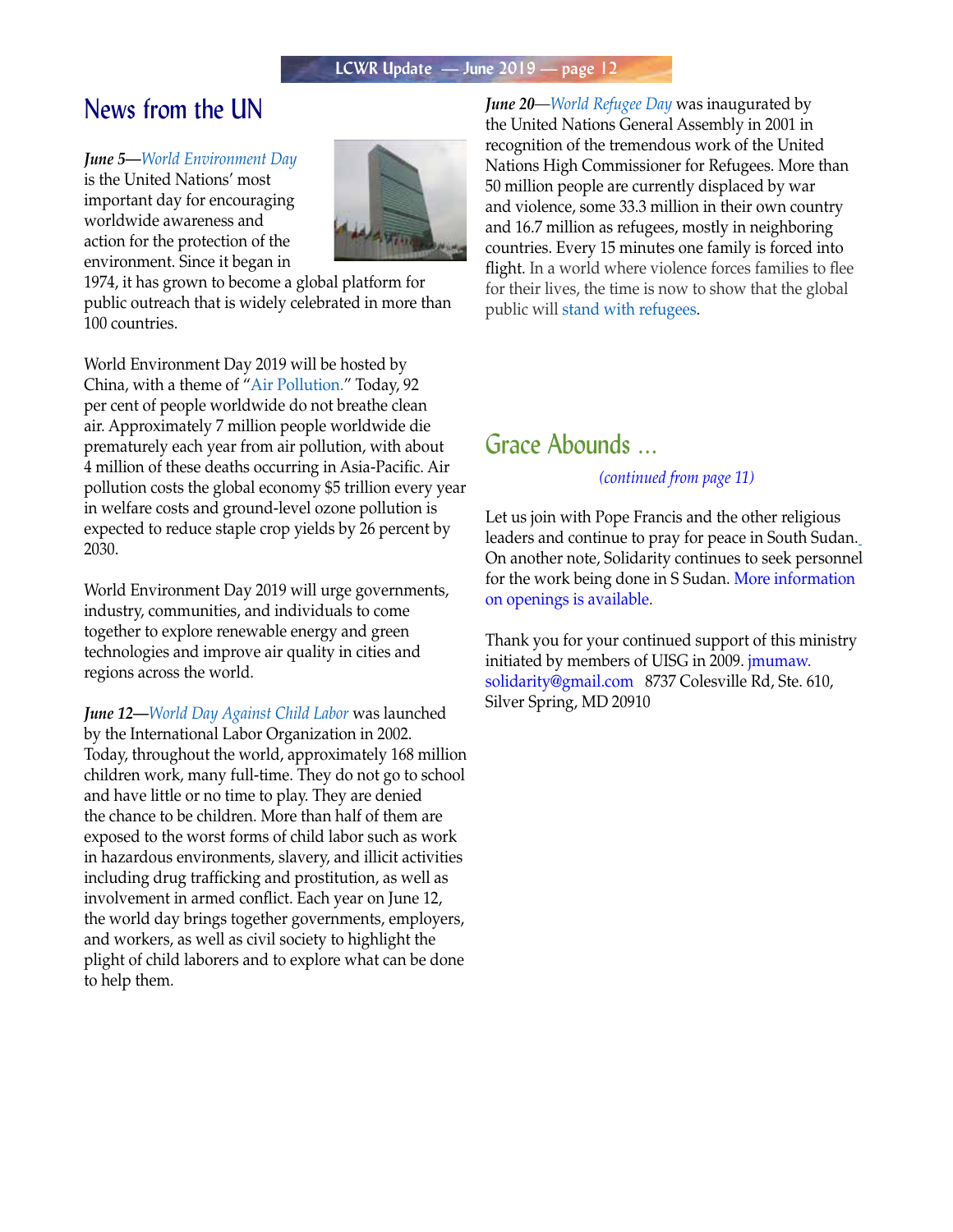## News from the UN

***June 5**—World Environment Day* is the United Nations' most important day for encouraging worldwide awareness and action for the protection of the environment. Since it began in 1974, it has grown to become a global platform for public outreach that is widely celebrated in more than 100 countries.

World Environment Day 2019 will be hosted by China, with a theme of "Air Pollution." Today, 92 per cent of people worldwide do not breathe clean air. Approximately 7 million people worldwide die prematurely each year from air pollution, with about 4 million of these deaths occurring in Asia-Pacific. Air pollution costs the global economy $5 trillion every year in welfare costs and ground-level ozone pollution is expected to reduce staple crop yields by 26 percent by 2030.

World Environment Day 2019 will urge governments, industry, communities, and individuals to come together to explore renewable energy and green technologies and improve air quality in cities and regions across the world.

***June 12**—World Day Against Child Labor* was launched by the International Labor Organization in 2002. Today, throughout the world, approximately 168 million children work, many full-time. They do not go to school and have little or no time to play. They are denied the chance to be children. More than half of them are exposed to the worst forms of child labor such as work in hazardous environments, slavery, and illicit activities including drug trafficking and prostitution, as well as involvement in armed conflict. Each year on June 12, the world day brings together governments, employers, and workers, as well as civil society to highlight the plight of child laborers and to explore what can be done to help them.

***June 20**—World Refugee Day* was inaugurated by the United Nations General Assembly in 2001 in recognition of the tremendous work of the United Nations High Commissioner for Refugees. More than 50 million people are currently displaced by war and violence, some 33.3 million in their own country and 16.7 million as refugees, mostly in neighboring countries. Every 15 minutes one family is forced into flight. In a world where violence forces families to flee for their lives, the time is now to show that the global public will stand with refugees.

## Grace Abounds ...

*(continued from page 11)*

Let us join with Pope Francis and the other religious leaders and continue to pray for peace in South Sudan. On another note, Solidarity continues to seek personnel for the work being done in S Sudan. More information on openings is available.

Thank you for your continued support of this ministry initiated by members of UISG in 2009. jmumaw.solidarity@gmail.com 8737 Colesville Rd, Ste. 610, Silver Spring, MD 20910